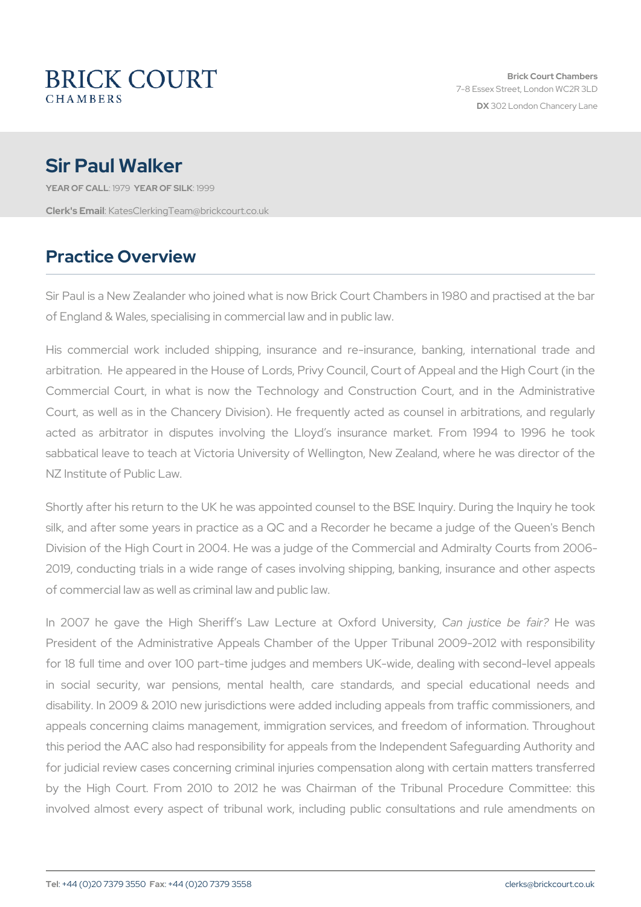BRICK COURT
CHAMBERS

Brick Court Chambers
7-8 Essex Street, London WC2R 3LD
**DX** 302 London Chancery Lane

# Sir Paul Walker

**YEAR OF CALL**: 1979 **YEAR OF SILK**: 1999

**Clerk's Email**: KatesClerkingTeam@brickcourt.co.uk

## Practice Overview

Sir Paul is a New Zealander who joined what is now Brick Court Chambers in 1980 and practised at the bar of England & Wales, specialising in commercial law and in public law.

His commercial work included shipping, insurance and re-insurance, banking, international trade and arbitration. He appeared in the House of Lords, Privy Council, Court of Appeal and the High Court (in the Commercial Court, in what is now the Technology and Construction Court, and in the Administrative Court, as well as in the Chancery Division). He frequently acted as counsel in arbitrations, and regularly acted as arbitrator in disputes involving the Lloyd's insurance market. From 1994 to 1996 he took sabbatical leave to teach at Victoria University of Wellington, New Zealand, where he was director of the NZ Institute of Public Law.

Shortly after his return to the UK he was appointed counsel to the BSE Inquiry. During the Inquiry he took silk, and after some years in practice as a QC and a Recorder he became a judge of the Queen's Bench Division of the High Court in 2004. He was a judge of the Commercial and Admiralty Courts from 2006-2019, conducting trials in a wide range of cases involving shipping, banking, insurance and other aspects of commercial law as well as criminal law and public law.

In 2007 he gave the High Sheriff's Law Lecture at Oxford University, *Can justice be fair?* He was President of the Administrative Appeals Chamber of the Upper Tribunal 2009-2012 with responsibility for 18 full time and over 100 part-time judges and members UK-wide, dealing with second-level appeals in social security, war pensions, mental health, care standards, and special educational needs and disability. In 2009 & 2010 new jurisdictions were added including appeals from traffic commissioners, and appeals concerning claims management, immigration services, and freedom of information. Throughout this period the AAC also had responsibility for appeals from the Independent Safeguarding Authority and for judicial review cases concerning criminal injuries compensation along with certain matters transferred by the High Court. From 2010 to 2012 he was Chairman of the Tribunal Procedure Committee: this involved almost every aspect of tribunal work, including public consultations and rule amendments on

**Tel**: +44 (0)20 7379 3550 **Fax**: +44 (0)20 7379 3558 clerks@brickcourt.co.uk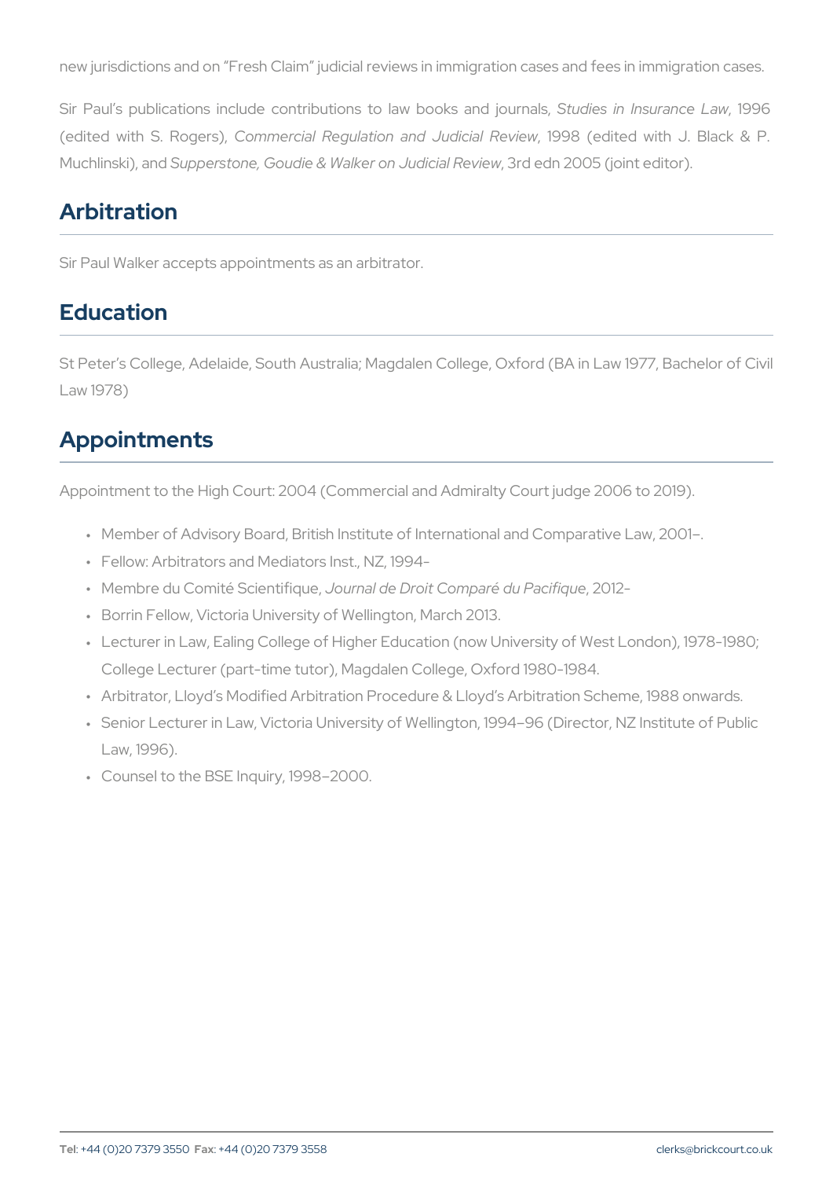new jurisdictions and on "Fresh Claim" judicial reviews in immigration cases and fees in immigration cases.

Sir Paul's publications include contributions to law books and journals, *Studies in Insurance Law*, 1996 (edited with S. Rogers), *Commercial Regulation and Judicial Review*, 1998 (edited with J. Black & P. Muchlinski), and *Supperstone, Goudie & Walker on Judicial Review*, 3rd edn 2005 (joint editor).

## Arbitration

Sir Paul Walker accepts appointments as an arbitrator.

## Education

St Peter's College, Adelaide, South Australia; Magdalen College, Oxford (BA in Law 1977, Bachelor of Civil Law 1978)

## Appointments

Appointment to the High Court: 2004 (Commercial and Admiralty Court judge 2006 to 2019).

- Member of Advisory Board, British Institute of International and Comparative Law, 2001–.
- Fellow: Arbitrators and Mediators Inst., NZ, 1994-
- Membre du Comité Scientifique, *Journal de Droit Comparé du Pacifique*, 2012-
- Borrin Fellow, Victoria University of Wellington, March 2013.
- Lecturer in Law, Ealing College of Higher Education (now University of West London), 1978-1980; College Lecturer (part-time tutor), Magdalen College, Oxford 1980-1984.
- Arbitrator, Lloyd's Modified Arbitration Procedure & Lloyd's Arbitration Scheme, 1988 onwards.
- Senior Lecturer in Law, Victoria University of Wellington, 1994–96 (Director, NZ Institute of Public Law, 1996).
- Counsel to the BSE Inquiry, 1998–2000.